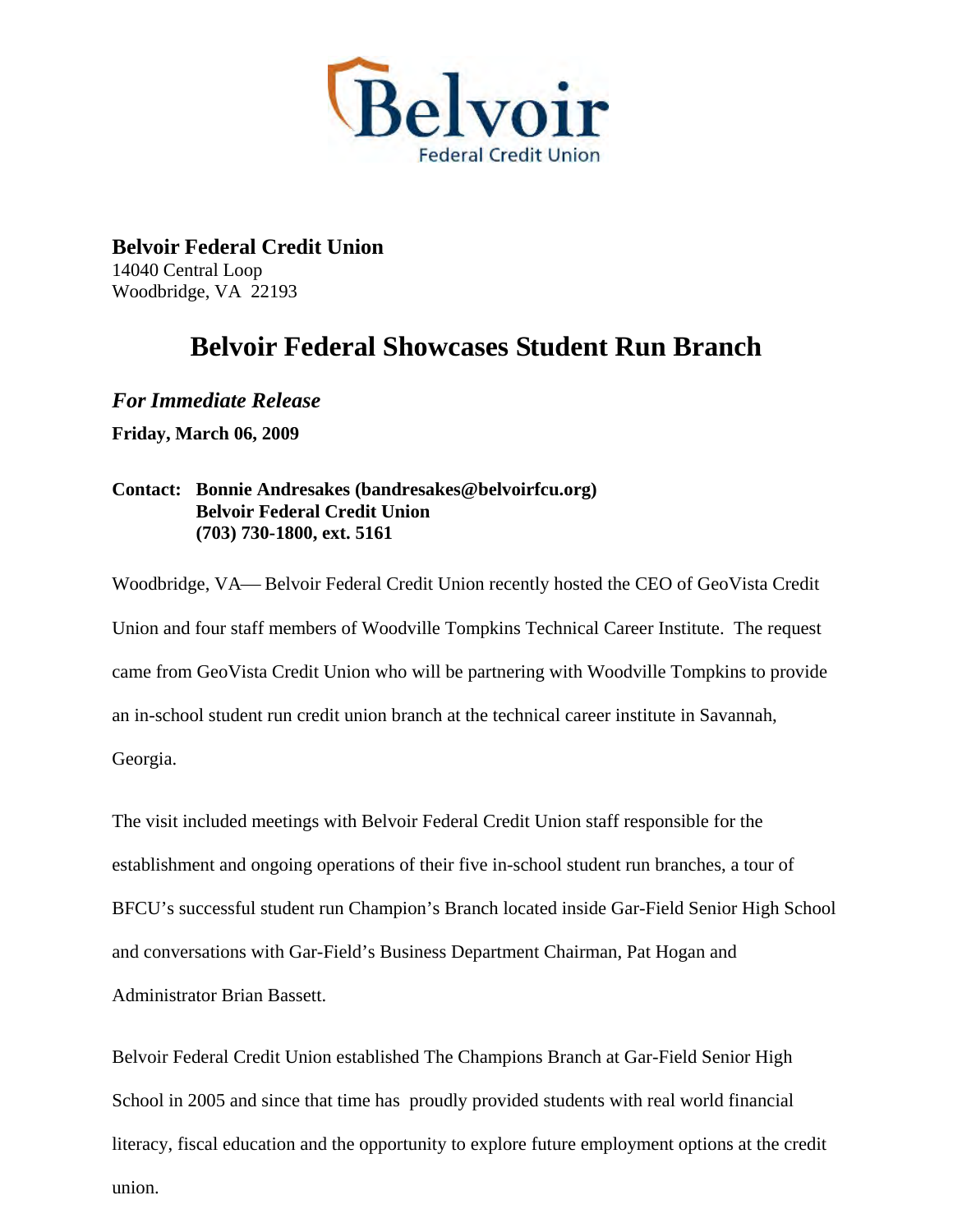**Belvoir Federal Credit Union**
14040 Central Loop
Woodbridge, VA 22193

# Belvoir Federal Showcases Student Run Branch

***For Immediate Release***

**Friday, March 06, 2009**

**Contact: Bonnie Andresakes (bandresakes@belvoirfcu.org)**
**Belvoir Federal Credit Union**
**(703) 730-1800, ext. 5161**

Woodbridge, VA— Belvoir Federal Credit Union recently hosted the CEO of GeoVista Credit Union and four staff members of Woodville Tompkins Technical Career Institute. The request came from GeoVista Credit Union who will be partnering with Woodville Tompkins to provide an in-school student run credit union branch at the technical career institute in Savannah, Georgia.

The visit included meetings with Belvoir Federal Credit Union staff responsible for the establishment and ongoing operations of their five in-school student run branches, a tour of BFCU's successful student run Champion's Branch located inside Gar-Field Senior High School and conversations with Gar-Field's Business Department Chairman, Pat Hogan and Administrator Brian Bassett.

Belvoir Federal Credit Union established The Champions Branch at Gar-Field Senior High School in 2005 and since that time has proudly provided students with real world financial literacy, fiscal education and the opportunity to explore future employment options at the credit union.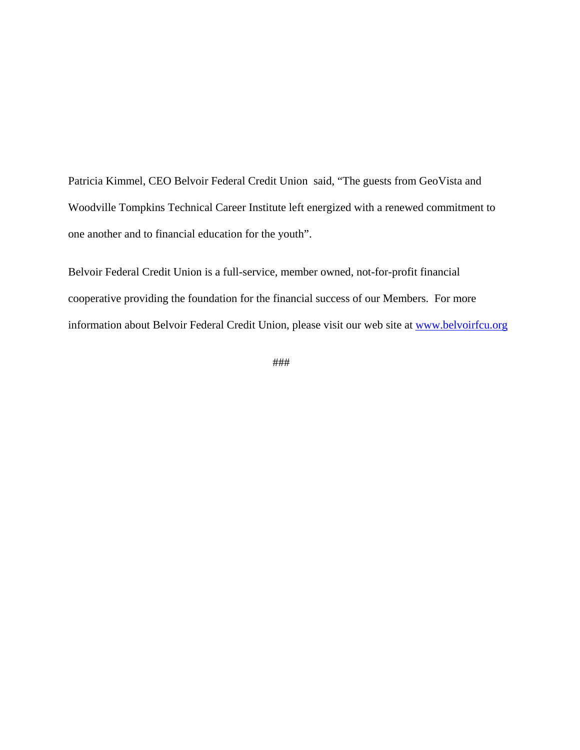Patricia Kimmel, CEO Belvoir Federal Credit Union said, “The guests from GeoVista and Woodville Tompkins Technical Career Institute left energized with a renewed commitment to one another and to financial education for the youth”.

Belvoir Federal Credit Union is a full-service, member owned, not-for-profit financial cooperative providing the foundation for the financial success of our Members. For more information about Belvoir Federal Credit Union, please visit our web site at [www.belvoirfcu.org](http://www.belvoirfcu.org)

###